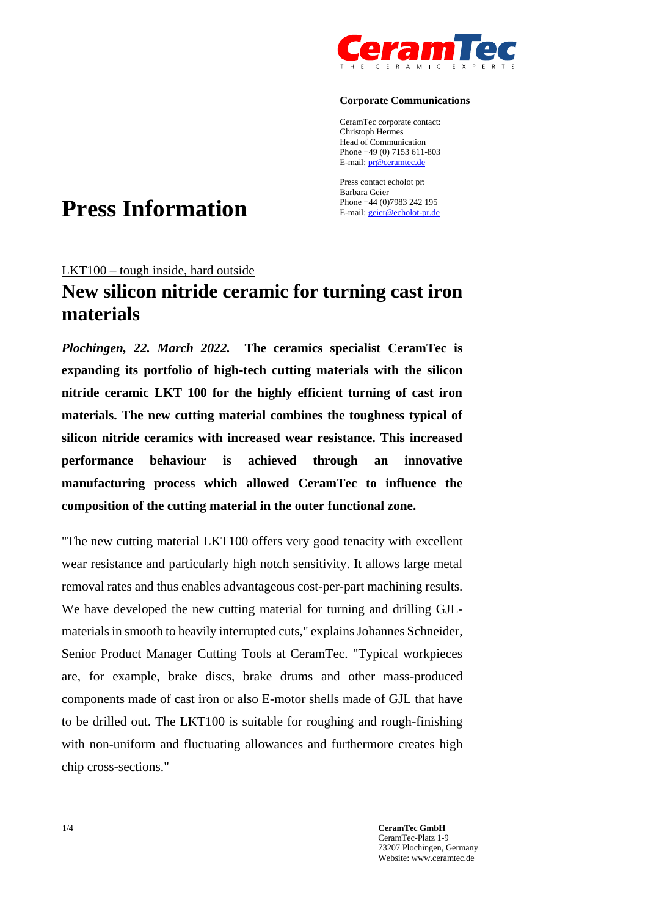**Corporate Communications**

CeramTec corporate contact:
Christoph Hermes
Head of Communication
Phone +49 (0) 7153 611-803
E-mail: pr@ceramtec.de

Press contact echolot pr:
Barbara Geier
Phone +44 (0)7983 242 195
E-mail: geier@echolot-pr.de

# Press Information

LKT100 – tough inside, hard outside

## New silicon nitride ceramic for turning cast iron materials

***Plochingen, 22. March 2022.*** **The ceramics specialist CeramTec is expanding its portfolio of high-tech cutting materials with the silicon nitride ceramic LKT 100 for the highly efficient turning of cast iron materials. The new cutting material combines the toughness typical of silicon nitride ceramics with increased wear resistance. This increased performance behaviour is achieved through an innovative manufacturing process which allowed CeramTec to influence the composition of the cutting material in the outer functional zone.**

"The new cutting material LKT100 offers very good tenacity with excellent wear resistance and particularly high notch sensitivity. It allows large metal removal rates and thus enables advantageous cost-per-part machining results. We have developed the new cutting material for turning and drilling GJL-materials in smooth to heavily interrupted cuts," explains Johannes Schneider, Senior Product Manager Cutting Tools at CeramTec. "Typical workpieces are, for example, brake discs, brake drums and other mass-produced components made of cast iron or also E-motor shells made of GJL that have to be drilled out. The LKT100 is suitable for roughing and rough-finishing with non-uniform and fluctuating allowances and furthermore creates high chip cross-sections."

**CeramTec GmbH**
CeramTec-Platz 1-9
73207 Plochingen, Germany
Website: www.ceramtec.de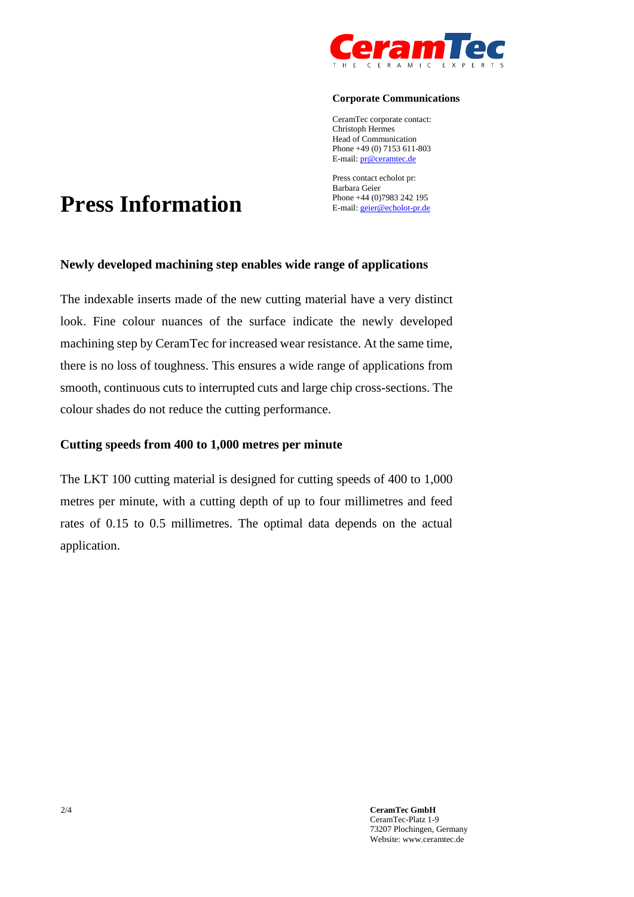**Corporate Communications**

CeramTec corporate contact:
Christoph Hermes
Head of Communication
Phone +49 (0) 7153 611-803
E-mail: pr@ceramtec.de

Press contact echolot pr:
Barbara Geier
Phone +44 (0)7983 242 195
E-mail: geier@echolot-pr.de

# Press Information

### Newly developed machining step enables wide range of applications

The indexable inserts made of the new cutting material have a very distinct look. Fine colour nuances of the surface indicate the newly developed machining step by CeramTec for increased wear resistance. At the same time, there is no loss of toughness. This ensures a wide range of applications from smooth, continuous cuts to interrupted cuts and large chip cross-sections. The colour shades do not reduce the cutting performance.

### Cutting speeds from 400 to 1,000 metres per minute

The LKT 100 cutting material is designed for cutting speeds of 400 to 1,000 metres per minute, with a cutting depth of up to four millimetres and feed rates of 0.15 to 0.5 millimetres. The optimal data depends on the actual application.

**CeramTec GmbH**
CeramTec-Platz 1-9
73207 Plochingen, Germany
Website: www.ceramtec.de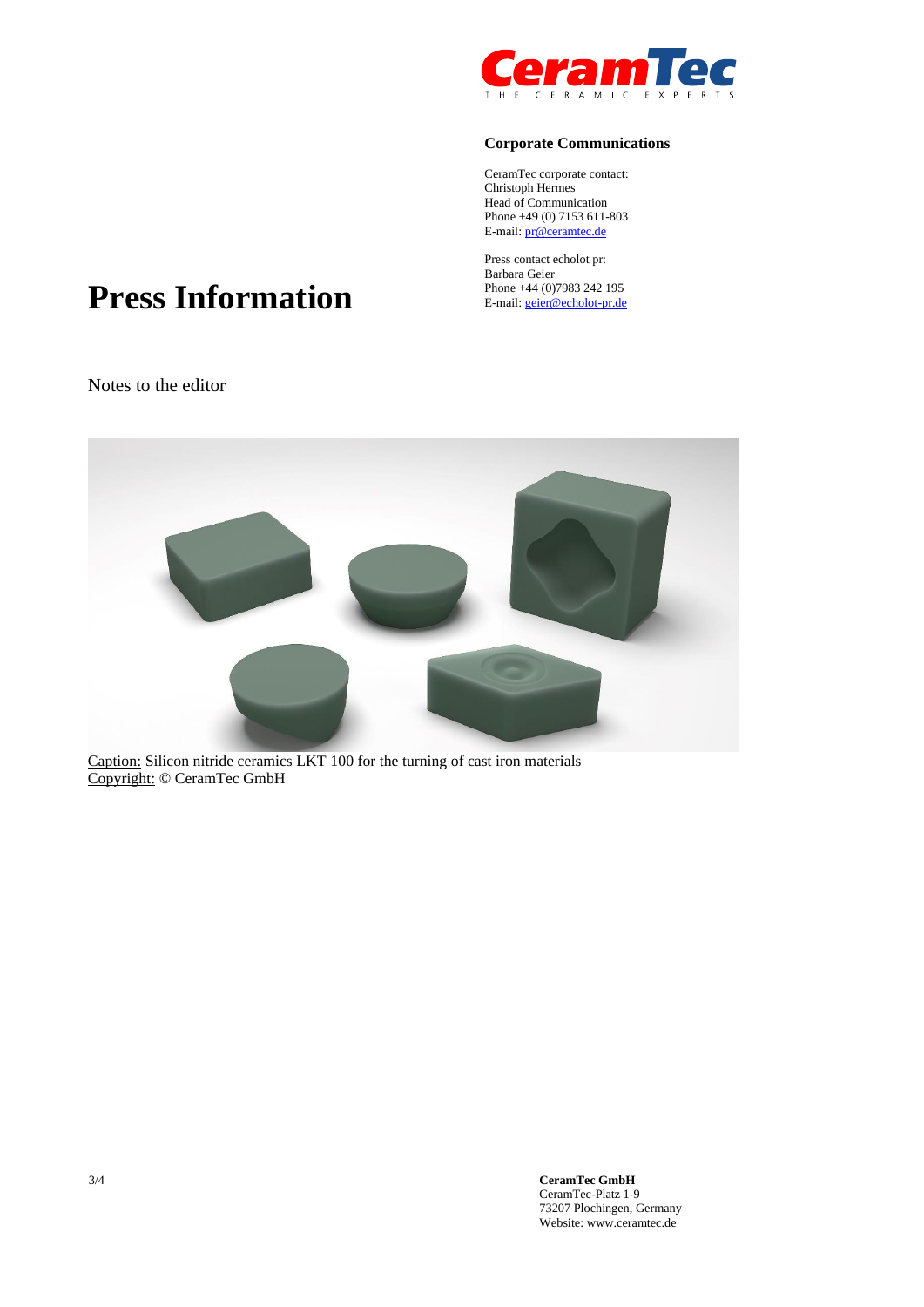CeramTec
THE CERAMIC EXPERTS

**Corporate Communications**

CeramTec corporate contact:
Christoph Hermes
Head of Communication
Phone +49 (0) 7153 611-803
E-mail: pr@ceramtec.de

Press contact echolot pr:
Barbara Geier
Phone +44 (0)7983 242 195
E-mail: geier@echolot-pr.de

# Press Information

Notes to the editor

Caption: Silicon nitride ceramics LKT 100 for the turning of cast iron materials
Copyright: © CeramTec GmbH

**CeramTec GmbH**
CeramTec-Platz 1-9
73207 Plochingen, Germany
Website: www.ceramtec.de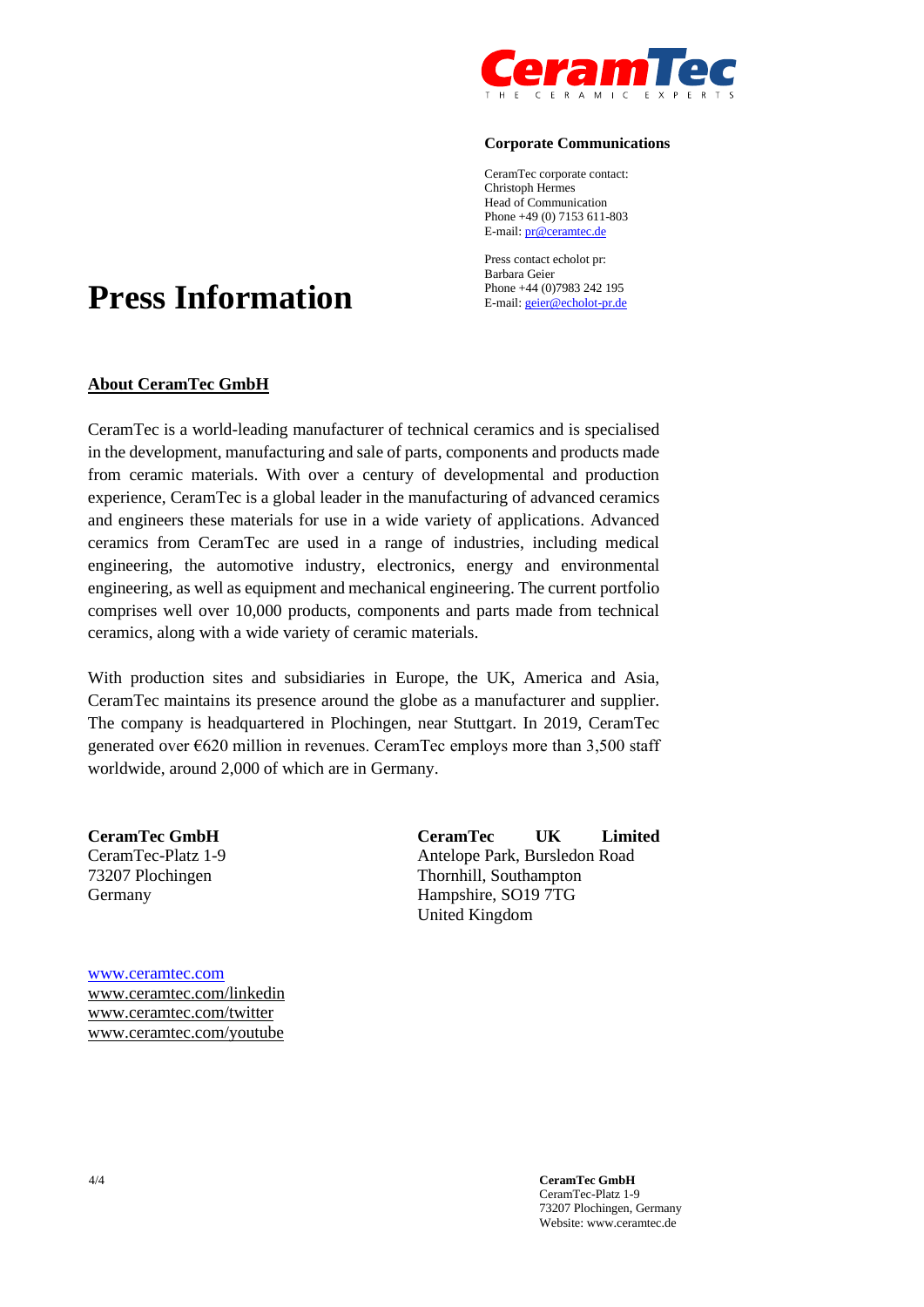**Corporate Communications**

CeramTec corporate contact:
Christoph Hermes
Head of Communication
Phone +49 (0) 7153 611-803
E-mail: pr@ceramtec.de

Press contact echolot pr:
Barbara Geier
Phone +44 (0)7983 242 195
E-mail: geier@echolot-pr.de

# Press Information

## About CeramTec GmbH

CeramTec is a world-leading manufacturer of technical ceramics and is specialised in the development, manufacturing and sale of parts, components and products made from ceramic materials. With over a century of developmental and production experience, CeramTec is a global leader in the manufacturing of advanced ceramics and engineers these materials for use in a wide variety of applications. Advanced ceramics from CeramTec are used in a range of industries, including medical engineering, the automotive industry, electronics, energy and environmental engineering, as well as equipment and mechanical engineering. The current portfolio comprises well over 10,000 products, components and parts made from technical ceramics, along with a wide variety of ceramic materials.

With production sites and subsidiaries in Europe, the UK, America and Asia, CeramTec maintains its presence around the globe as a manufacturer and supplier. The company is headquartered in Plochingen, near Stuttgart. In 2019, CeramTec generated over €620 million in revenues. CeramTec employs more than 3,500 staff worldwide, around 2,000 of which are in Germany.

**CeramTec GmbH**
CeramTec-Platz 1-9
73207 Plochingen
Germany

**CeramTec UK Limited**
Antelope Park, Bursledon Road
Thornhill, Southampton
Hampshire, SO19 7TG
United Kingdom

www.ceramtec.com
www.ceramtec.com/linkedin
www.ceramtec.com/twitter
www.ceramtec.com/youtube